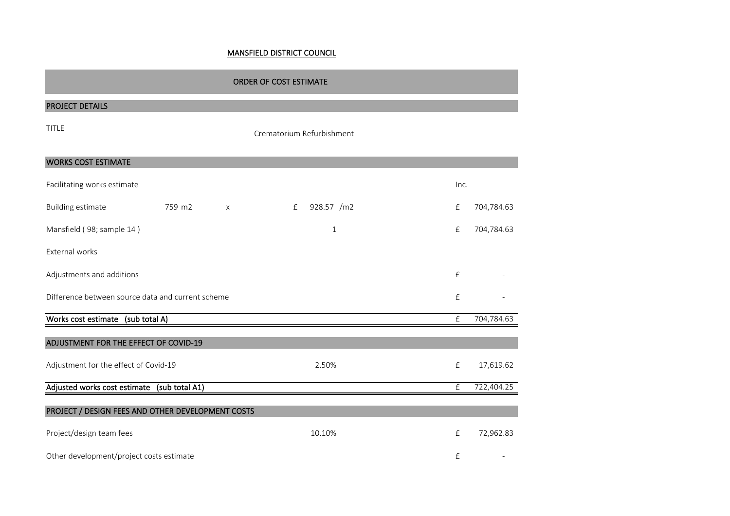MANSFIELD DISTRICT COUNCIL

## ORDER OF COST ESTIMATE

### PROJECT DETAILS

TITLE — Crematorium Refurbishment

### WORKS COST ESTIMATE

| | | | | | | |
|---|---|---|---|---|---|---|
| Facilitating works estimate | | | | | Inc. | |
| Building estimate | 759 m2 | x | £ | 928.57 /m2 | £ | 704,784.63 |
| Mansfield ( 98; sample 14 ) | | | | 1 | £ | 704,784.63 |
| External works | | | | | | |
| Adjustments and additions | | | | | £ | - |
| Difference between source data and current scheme | | | | | £ | - |
| **Works cost estimate (sub total A)** | | | | | £ | 704,784.63 |

### ADJUSTMENT FOR THE EFFECT OF COVID-19

| | | | |
|---|---|---|---|
| Adjustment for the effect of Covid-19 | 2.50% | £ | 17,619.62 |
| **Adjusted works cost estimate (sub total A1)** | | £ | 722,404.25 |

### PROJECT / DESIGN FEES AND OTHER DEVELOPMENT COSTS

| | | | |
|---|---|---|---|
| Project/design team fees | 10.10% | £ | 72,962.83 |
| Other development/project costs estimate | | £ | - |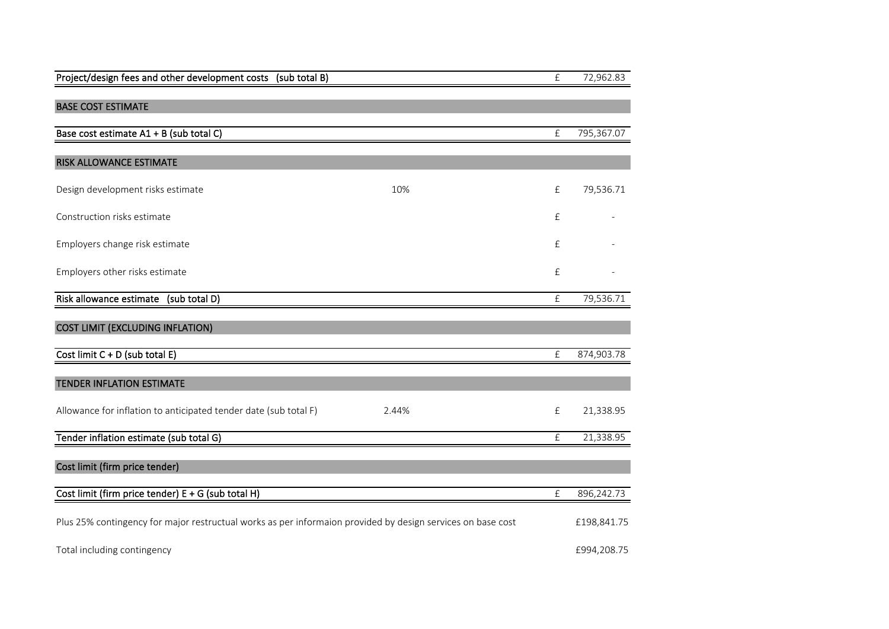| | | | |
|---|---|---|---|
| **Project/design fees and other development costs (sub total B)** | | £ | 72,962.83 |
| **BASE COST ESTIMATE** | | | |
| **Base cost estimate A1 + B (sub total C)** | | £ | 795,367.07 |
| **RISK ALLOWANCE ESTIMATE** | | | |
| Design development risks estimate | 10% | £ | 79,536.71 |
| Construction risks estimate | | £ | - |
| Employers change risk estimate | | £ | - |
| Employers other risks estimate | | £ | - |
| **Risk allowance estimate (sub total D)** | | £ | 79,536.71 |
| **COST LIMIT (EXCLUDING INFLATION)** | | | |
| **Cost limit C + D (sub total E)** | | £ | 874,903.78 |
| **TENDER INFLATION ESTIMATE** | | | |
| Allowance for inflation to anticipated tender date (sub total F) | 2.44% | £ | 21,338.95 |
| **Tender inflation estimate (sub total G)** | | £ | 21,338.95 |
| **Cost limit (firm price tender)** | | | |
| **Cost limit (firm price tender) E + G (sub total H)** | | £ | 896,242.73 |
| Plus 25% contingency for major restructual works as per informaion provided by design services on base cost | | | £198,841.75 |
| Total including contingency | | | £994,208.75 |